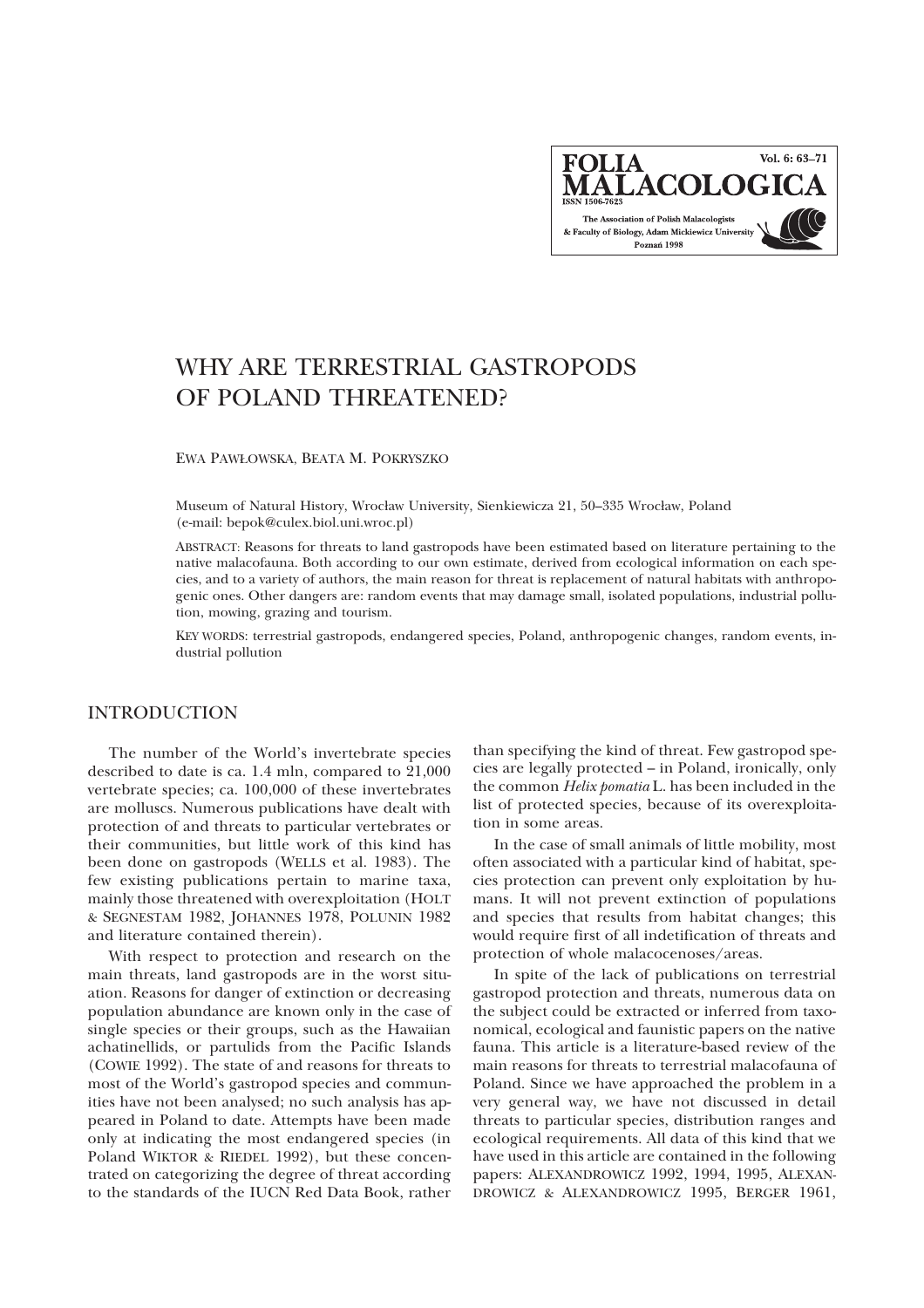# WHY ARE TERRESTRIAL GASTROPODS OF POLAND THREATENED?

EWA PAWŁOWSKA, BEATA M. POKRYSZKO

Museum of Natural History, Wrocław University, Sienkiewicza 21, 50–335 Wrocław, Poland
(e-mail: bepok@culex.biol.uni.wroc.pl)

ABSTRACT: Reasons for threats to land gastropods have been estimated based on literature pertaining to the native malacofauna. Both according to our own estimate, derived from ecological information on each species, and to a variety of authors, the main reason for threat is replacement of natural habitats with anthropogenic ones. Other dangers are: random events that may damage small, isolated populations, industrial pollution, mowing, grazing and tourism.

KEY WORDS: terrestrial gastropods, endangered species, Poland, anthropogenic changes, random events, industrial pollution

## INTRODUCTION

The number of the World's invertebrate species described to date is ca. 1.4 mln, compared to 21,000 vertebrate species; ca. 100,000 of these invertebrates are molluscs. Numerous publications have dealt with protection of and threats to particular vertebrates or their communities, but little work of this kind has been done on gastropods (WELLS et al. 1983). The few existing publications pertain to marine taxa, mainly those threatened with overexploitation (HOLT & SEGNESTAM 1982, JOHANNES 1978, POLUNIN 1982 and literature contained therein).

With respect to protection and research on the main threats, land gastropods are in the worst situation. Reasons for danger of extinction or decreasing population abundance are known only in the case of single species or their groups, such as the Hawaiian achatinellids, or partulids from the Pacific Islands (COWIE 1992). The state of and reasons for threats to most of the World's gastropod species and communities have not been analysed; no such analysis has appeared in Poland to date. Attempts have been made only at indicating the most endangered species (in Poland WIKTOR & RIEDEL 1992), but these concentrated on categorizing the degree of threat according to the standards of the IUCN Red Data Book, rather than specifying the kind of threat. Few gastropod species are legally protected – in Poland, ironically, only the common *Helix pomatia* L. has been included in the list of protected species, because of its overexploitation in some areas.

In the case of small animals of little mobility, most often associated with a particular kind of habitat, species protection can prevent only exploitation by humans. It will not prevent extinction of populations and species that results from habitat changes; this would require first of all indetification of threats and protection of whole malacocenoses/areas.

In spite of the lack of publications on terrestrial gastropod protection and threats, numerous data on the subject could be extracted or inferred from taxonomical, ecological and faunistic papers on the native fauna. This article is a literature-based review of the main reasons for threats to terrestrial malacofauna of Poland. Since we have approached the problem in a very general way, we have not discussed in detail threats to particular species, distribution ranges and ecological requirements. All data of this kind that we have used in this article are contained in the following papers: ALEXANDROWICZ 1992, 1994, 1995, ALEXANDROWICZ & ALEXANDROWICZ 1995, BERGER 1961,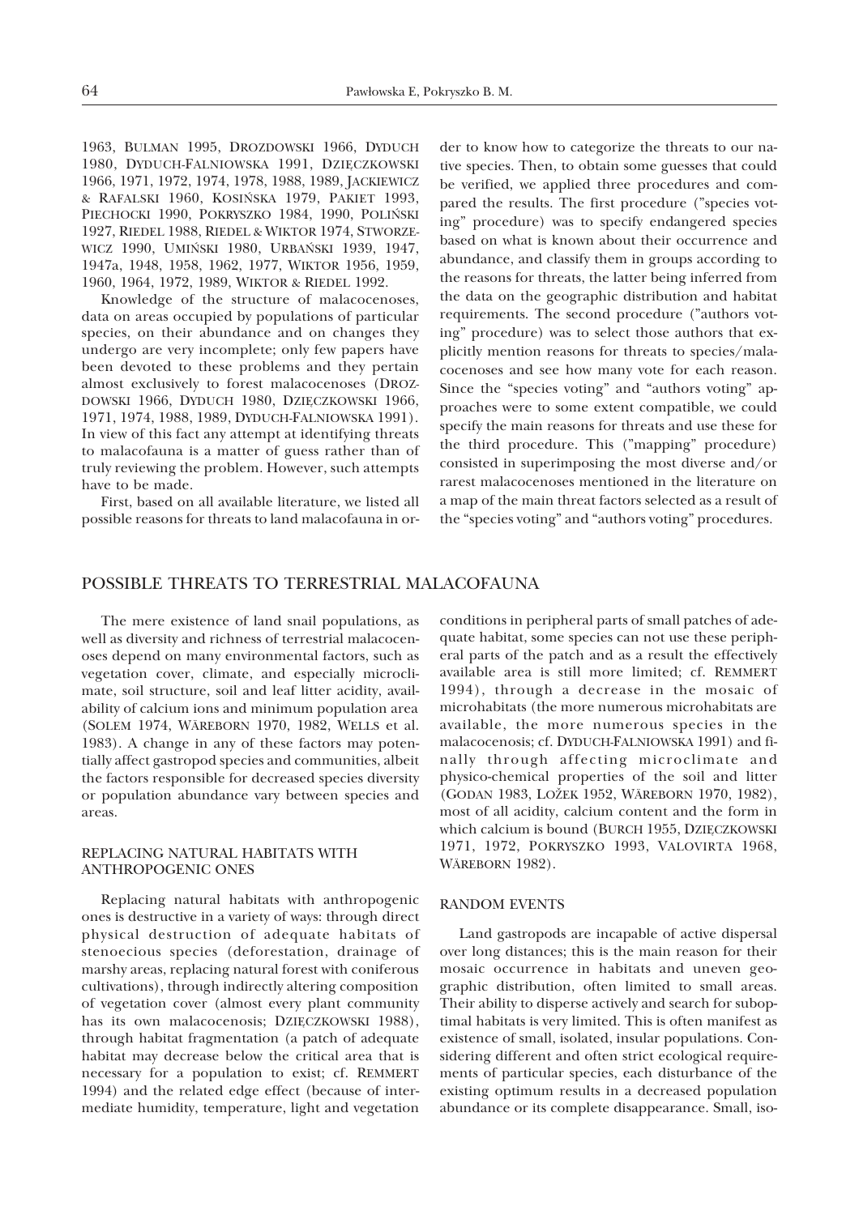1963, BULMAN 1995, DROZDOWSKI 1966, DYDUCH 1980, DYDUCH-FALNIOWSKA 1991, DZIĘCZKOWSKI 1966, 1971, 1972, 1974, 1978, 1988, 1989, JACKIEWICZ & RAFALSKI 1960, KOSIŃSKA 1979, PAKIET 1993, PIECHOCKI 1990, POKRYSZKO 1984, 1990, POLIŃSKI 1927, RIEDEL 1988, RIEDEL & WIKTOR 1974, STWORZEWICZ 1990, UMIŃSKI 1980, URBAŃSKI 1939, 1947, 1947a, 1948, 1958, 1962, 1977, WIKTOR 1956, 1959, 1960, 1964, 1972, 1989, WIKTOR & RIEDEL 1992.

Knowledge of the structure of malacocenoses, data on areas occupied by populations of particular species, on their abundance and on changes they undergo are very incomplete; only few papers have been devoted to these problems and they pertain almost exclusively to forest malacocenoses (DROZDOWSKI 1966, DYDUCH 1980, DZIĘCZKOWSKI 1966, 1971, 1974, 1988, 1989, DYDUCH-FALNIOWSKA 1991). In view of this fact any attempt at identifying threats to malacofauna is a matter of guess rather than of truly reviewing the problem. However, such attempts have to be made.

First, based on all available literature, we listed all possible reasons for threats to land malacofauna in order to know how to categorize the threats to our native species. Then, to obtain some guesses that could be verified, we applied three procedures and compared the results. The first procedure ("species voting" procedure) was to specify endangered species based on what is known about their occurrence and abundance, and classify them in groups according to the reasons for threats, the latter being inferred from the data on the geographic distribution and habitat requirements. The second procedure ("authors voting" procedure) was to select those authors that explicitly mention reasons for threats to species/malacocenoses and see how many vote for each reason. Since the "species voting" and "authors voting" approaches were to some extent compatible, we could specify the main reasons for threats and use these for the third procedure. This ("mapping" procedure) consisted in superimposing the most diverse and/or rarest malacocenoses mentioned in the literature on a map of the main threat factors selected as a result of the "species voting" and "authors voting" procedures.

## POSSIBLE THREATS TO TERRESTRIAL MALACOFAUNA

The mere existence of land snail populations, as well as diversity and richness of terrestrial malacocenoses depend on many environmental factors, such as vegetation cover, climate, and especially microclimate, soil structure, soil and leaf litter acidity, availability of calcium ions and minimum population area (SOLEM 1974, WÄREBORN 1970, 1982, WELLS et al. 1983). A change in any of these factors may potentially affect gastropod species and communities, albeit the factors responsible for decreased species diversity or population abundance vary between species and areas.

### REPLACING NATURAL HABITATS WITH ANTHROPOGENIC ONES

Replacing natural habitats with anthropogenic ones is destructive in a variety of ways: through direct physical destruction of adequate habitats of stenoecious species (deforestation, drainage of marshy areas, replacing natural forest with coniferous cultivations), through indirectly altering composition of vegetation cover (almost every plant community has its own malacocenosis; DZIĘCZKOWSKI 1988), through habitat fragmentation (a patch of adequate habitat may decrease below the critical area that is necessary for a population to exist; cf. REMMERT 1994) and the related edge effect (because of intermediate humidity, temperature, light and vegetation conditions in peripheral parts of small patches of adequate habitat, some species can not use these peripheral parts of the patch and as a result the effectively available area is still more limited; cf. REMMERT 1994), through a decrease in the mosaic of microhabitats (the more numerous microhabitats are available, the more numerous species in the malacocenosis; cf. DYDUCH-FALNIOWSKA 1991) and finally through affecting microclimate and physico-chemical properties of the soil and litter (GODAN 1983, LOŽEK 1952, WÄREBORN 1970, 1982), most of all acidity, calcium content and the form in which calcium is bound (BURCH 1955, DZIĘCZKOWSKI 1971, 1972, POKRYSZKO 1993, VALOVIRTA 1968, WÄREBORN 1982).

### RANDOM EVENTS

Land gastropods are incapable of active dispersal over long distances; this is the main reason for their mosaic occurrence in habitats and uneven geographic distribution, often limited to small areas. Their ability to disperse actively and search for suboptimal habitats is very limited. This is often manifest as existence of small, isolated, insular populations. Considering different and often strict ecological requirements of particular species, each disturbance of the existing optimum results in a decreased population abundance or its complete disappearance. Small, iso-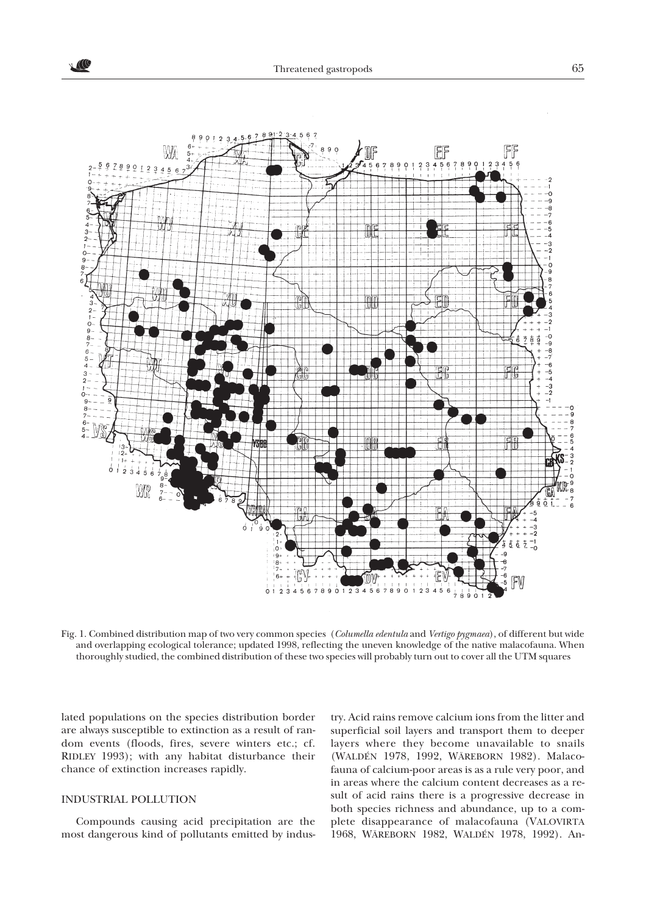Fig. 1. Combined distribution map of two very common species (*Columella edentula* and *Vertigo pygmaea*), of different but wide and overlapping ecological tolerance; updated 1998, reflecting the uneven knowledge of the native malacofauna. When thoroughly studied, the combined distribution of these two species will probably turn out to cover all the UTM squares

lated populations on the species distribution border are always susceptible to extinction as a result of random events (floods, fires, severe winters etc.; cf. RIDLEY 1993); with any habitat disturbance their chance of extinction increases rapidly.

## INDUSTRIAL POLLUTION

Compounds causing acid precipitation are the most dangerous kind of pollutants emitted by industry. Acid rains remove calcium ions from the litter and superficial soil layers and transport them to deeper layers where they become unavailable to snails (WALDÉN 1978, 1992, WÄREBORN 1982). Malacofauna of calcium-poor areas is as a rule very poor, and in areas where the calcium content decreases as a result of acid rains there is a progressive decrease in both species richness and abundance, up to a complete disappearance of malacofauna (VALOVIRTA 1968, WÄREBORN 1982, WALDÉN 1978, 1992). An-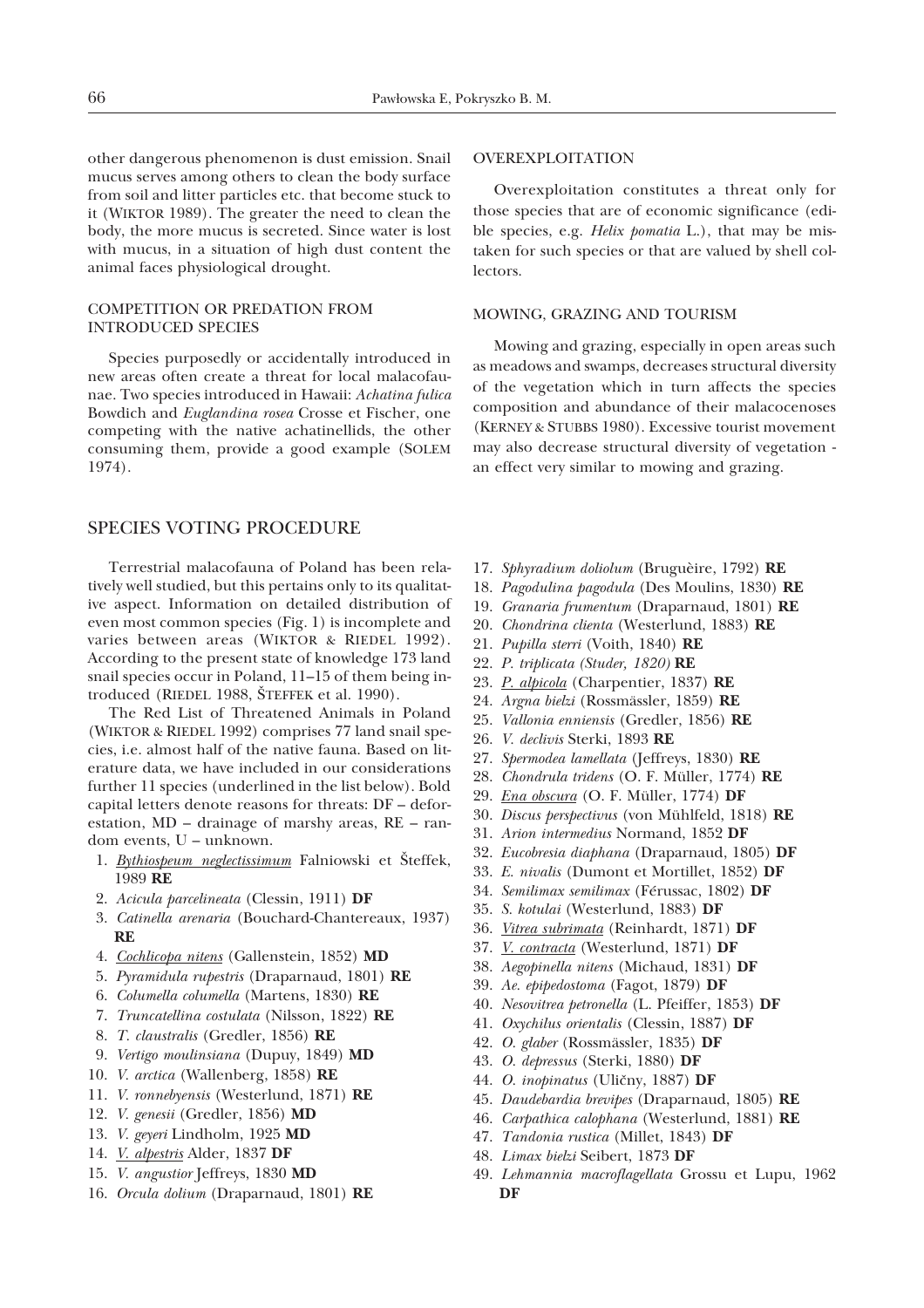other dangerous phenomenon is dust emission. Snail mucus serves among others to clean the body surface from soil and litter particles etc. that become stuck to it (WIKTOR 1989). The greater the need to clean the body, the more mucus is secreted. Since water is lost with mucus, in a situation of high dust content the animal faces physiological drought.

### COMPETITION OR PREDATION FROM INTRODUCED SPECIES

Species purposedly or accidentally introduced in new areas often create a threat for local malacofaunae. Two species introduced in Hawaii: *Achatina fulica* Bowdich and *Euglandina rosea* Crosse et Fischer, one competing with the native achatinellids, the other consuming them, provide a good example (SOLEM 1974).

### OVEREXPLOITATION

Overexploitation constitutes a threat only for those species that are of economic significance (edible species, e.g. *Helix pomatia* L.), that may be mistaken for such species or that are valued by shell collectors.

### MOWING, GRAZING AND TOURISM

Mowing and grazing, especially in open areas such as meadows and swamps, decreases structural diversity of the vegetation which in turn affects the species composition and abundance of their malacocenoses (KERNEY & STUBBS 1980). Excessive tourist movement may also decrease structural diversity of vegetation - an effect very similar to mowing and grazing.

## SPECIES VOTING PROCEDURE

Terrestrial malacofauna of Poland has been relatively well studied, but this pertains only to its qualitative aspect. Information on detailed distribution of even most common species (Fig. 1) is incomplete and varies between areas (WIKTOR & RIEDEL 1992). According to the present state of knowledge 173 land snail species occur in Poland, 11–15 of them being introduced (RIEDEL 1988, ŠTEFFEK et al. 1990).

The Red List of Threatened Animals in Poland (WIKTOR & RIEDEL 1992) comprises 77 land snail species, i.e. almost half of the native fauna. Based on literature data, we have included in our considerations further 11 species (underlined in the list below). Bold capital letters denote reasons for threats: DF – deforestation, MD – drainage of marshy areas, RE – random events, U – unknown.

1. <u>*Bythiospeum neglectissimum*</u> Falniowski et Šteffek, 1989 **RE**
2. *Acicula parcelineata* (Clessin, 1911) **DF**
3. *Catinella arenaria* (Bouchard-Chantereaux, 1937) **RE**
4. <u>*Cochlicopa nitens*</u> (Gallenstein, 1852) **MD**
5. *Pyramidula rupestris* (Draparnaud, 1801) **RE**
6. *Columella columella* (Martens, 1830) **RE**
7. *Truncatellina costulata* (Nilsson, 1822) **RE**
8. *T. claustralis* (Gredler, 1856) **RE**
9. *Vertigo moulinsiana* (Dupuy, 1849) **MD**
10. *V. arctica* (Wallenberg, 1858) **RE**
11. *V. ronnebyensis* (Westerlund, 1871) **RE**
12. *V. genesii* (Gredler, 1856) **MD**
13. *V. geyeri* Lindholm, 1925 **MD**
14. <u>*V. alpestris*</u> Alder, 1837 **DF**
15. *V. angustior* Jeffreys, 1830 **MD**
16. *Orcula dolium* (Draparnaud, 1801) **RE**
17. *Sphyradium doliolum* (Bruguèire, 1792) **RE**
18. *Pagodulina pagodula* (Des Moulins, 1830) **RE**
19. *Granaria frumentum* (Draparnaud, 1801) **RE**
20. *Chondrina clienta* (Westerlund, 1883) **RE**
21. *Pupilla sterri* (Voith, 1840) **RE**
22. *P. triplicata (Studer, 1820)* **RE**
23. <u>*P. alpicola*</u> (Charpentier, 1837) **RE**
24. *Argna bielzi* (Rossmässler, 1859) **RE**
25. *Vallonia enniensis* (Gredler, 1856) **RE**
26. *V. declivis* Sterki, 1893 **RE**
27. *Spermodea lamellata* (Jeffreys, 1830) **RE**
28. *Chondrula tridens* (O. F. Müller, 1774) **RE**
29. <u>*Ena obscura*</u> (O. F. Müller, 1774) **DF**
30. *Discus perspectivus* (von Mühlfeld, 1818) **RE**
31. *Arion intermedius* Normand, 1852 **DF**
32. *Eucobresia diaphana* (Draparnaud, 1805) **DF**
33. *E. nivalis* (Dumont et Mortillet, 1852) **DF**
34. *Semilimax semilimax* (Férussac, 1802) **DF**
35. *S. kotulai* (Westerlund, 1883) **DF**
36. <u>*Vitrea subrimata*</u> (Reinhardt, 1871) **DF**
37. <u>*V. contracta*</u> (Westerlund, 1871) **DF**
38. *Aegopinella nitens* (Michaud, 1831) **DF**
39. *Ae. epipedostoma* (Fagot, 1879) **DF**
40. *Nesovitrea petronella* (L. Pfeiffer, 1853) **DF**
41. *Oxychilus orientalis* (Clessin, 1887) **DF**
42. *O. glaber* (Rossmässler, 1835) **DF**
43. *O. depressus* (Sterki, 1880) **DF**
44. *O. inopinatus* (Uličny, 1887) **DF**
45. *Daudebardia brevipes* (Draparnaud, 1805) **RE**
46. *Carpathica calophana* (Westerlund, 1881) **RE**
47. *Tandonia rustica* (Millet, 1843) **DF**
48. *Limax bielzi* Seibert, 1873 **DF**
49. *Lehmannia macroflagellata* Grossu et Lupu, 1962 **DF**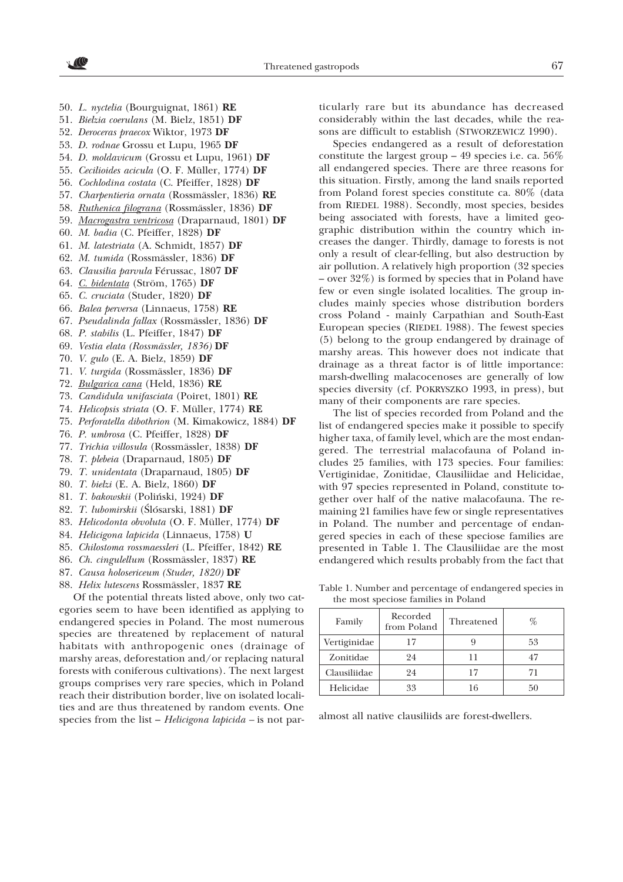50. *L. nyctelia* (Bourguignat, 1861) **RE**
51. *Bielzia coerulans* (M. Bielz, 1851) **DF**
52. *Deroceras praecox* Wiktor, 1973 **DF**
53. *D. rodnae* Grossu et Lupu, 1965 **DF**
54. *D. moldavicum* (Grossu et Lupu, 1961) **DF**
55. *Cecilioides acicula* (O. F. Müller, 1774) **DF**
56. *Cochlodina costata* (C. Pfeiffer, 1828) **DF**
57. *Charpentieria ornata* (Rossmässler, 1836) **RE**
58. *Ruthenica filograna* (Rossmässler, 1836) **DF**
59. *Macrogastra ventricosa* (Draparnaud, 1801) **DF**
60. *M. badia* (C. Pfeiffer, 1828) **DF**
61. *M. latestriata* (A. Schmidt, 1857) **DF**
62. *M. tumida* (Rossmässler, 1836) **DF**
63. *Clausilia parvula* Férussac, 1807 **DF**
64. *C. bidentata* (Ström, 1765) **DF**
65. *C. cruciata* (Studer, 1820) **DF**
66. *Balea perversa* (Linnaeus, 1758) **RE**
67. *Pseudalinda fallax* (Rossmässler, 1836) **DF**
68. *P. stabilis* (L. Pfeiffer, 1847) **DF**
69. *Vestia elata (Rossmässler, 1836)* **DF**
70. *V. gulo* (E. A. Bielz, 1859) **DF**
71. *V. turgida* (Rossmässler, 1836) **DF**
72. *Bulgarica cana* (Held, 1836) **RE**
73. *Candidula unifasciata* (Poiret, 1801) **RE**
74. *Helicopsis striata* (O. F. Müller, 1774) **RE**
75. *Perforatella dibothrion* (M. Kimakowicz, 1884) **DF**
76. *P. umbrosa* (C. Pfeiffer, 1828) **DF**
77. *Trichia villosula* (Rossmässler, 1838) **DF**
78. *T. plebeia* (Draparnaud, 1805) **DF**
79. *T. unidentata* (Draparnaud, 1805) **DF**
80. *T. bielzi* (E. A. Bielz, 1860) **DF**
81. *T. bakowskii* (Poliński, 1924) **DF**
82. *T. lubomirskii* (Ślósarski, 1881) **DF**
83. *Helicodonta obvoluta* (O. F. Müller, 1774) **DF**
84. *Helicigona lapicida* (Linnaeus, 1758) **U**
85. *Chilostoma rossmaessleri* (L. Pfeiffer, 1842) **RE**
86. *Ch. cingulellum* (Rossmässler, 1837) **RE**
87. *Causa holosericeum (Studer, 1820)* **DF**
88. *Helix lutescens* Rossmässler, 1837 **RE**

Of the potential threats listed above, only two categories seem to have been identified as applying to endangered species in Poland. The most numerous species are threatened by replacement of natural habitats with anthropogenic ones (drainage of marshy areas, deforestation and/or replacing natural forests with coniferous cultivations). The next largest groups comprises very rare species, which in Poland reach their distribution border, live on isolated localities and are thus threatened by random events. One species from the list – *Helicigona lapicida* – is not particularly rare but its abundance has decreased considerably within the last decades, while the reasons are difficult to establish (Stworzewicz 1990).

Species endangered as a result of deforestation constitute the largest group – 49 species i.e. ca. 56% all endangered species. There are three reasons for this situation. Firstly, among the land snails reported from Poland forest species constitute ca. 80% (data from Riedel 1988). Secondly, most species, besides being associated with forests, have a limited geographic distribution within the country which increases the danger. Thirdly, damage to forests is not only a result of clear-felling, but also destruction by air pollution. A relatively high proportion (32 species – over 32%) is formed by species that in Poland have few or even single isolated localities. The group includes mainly species whose distribution borders cross Poland - mainly Carpathian and South-East European species (Riedel 1988). The fewest species (5) belong to the group endangered by drainage of marshy areas. This however does not indicate that drainage as a threat factor is of little importance: marsh-dwelling malacocenoses are generally of low species diversity (cf. Pokryszko 1993, in press), but many of their components are rare species.

The list of species recorded from Poland and the list of endangered species make it possible to specify higher taxa, of family level, which are the most endangered. The terrestrial malacofauna of Poland includes 25 families, with 173 species. Four families: Vertiginidae, Zonitidae, Clausiliidae and Helicidae, with 97 species represented in Poland, constitute together over half of the native malacofauna. The remaining 21 families have few or single representatives in Poland. The number and percentage of endangered species in each of these speciose families are presented in Table 1. The Clausiliidae are the most endangered which results probably from the fact that almost all native clausiliids are forest-dwellers.

Table 1. Number and percentage of endangered species in the most speciose families in Poland

| Family | Recorded from Poland | Threatened | % |
|---|---|---|---|
| Vertiginidae | 17 | 9 | 53 |
| Zonitidae | 24 | 11 | 47 |
| Clausiliidae | 24 | 17 | 71 |
| Helicidae | 33 | 16 | 50 |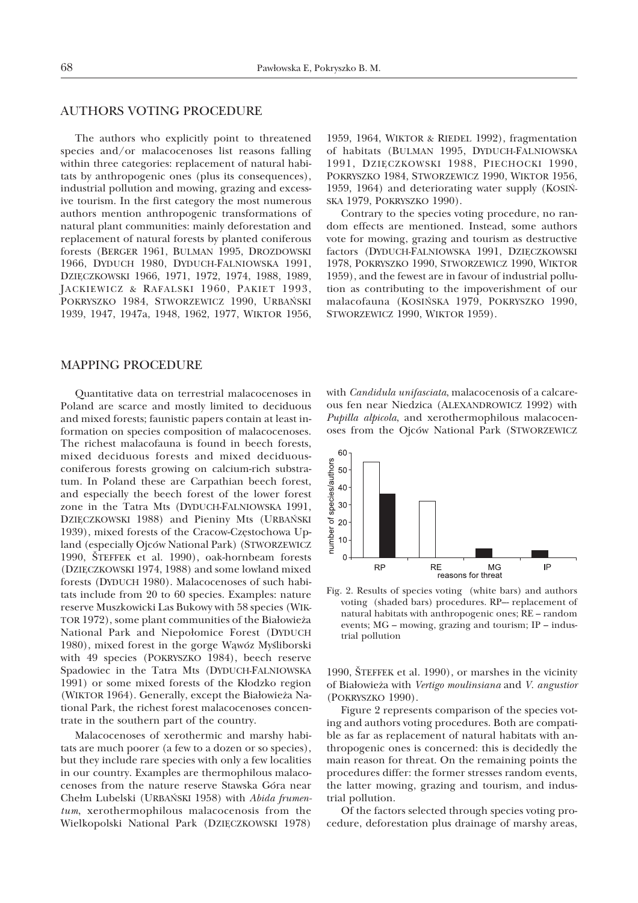## AUTHORS VOTING PROCEDURE

The authors who explicitly point to threatened species and/or malacocenoses list reasons falling within three categories: replacement of natural habitats by anthropogenic ones (plus its consequences), industrial pollution and mowing, grazing and excessive tourism. In the first category the most numerous authors mention anthropogenic transformations of natural plant communities: mainly deforestation and replacement of natural forests by planted coniferous forests (BERGER 1961, BULMAN 1995, DROZDOWSKI 1966, DYDUCH 1980, DYDUCH-FALNIOWSKA 1991, DZIĘCZKOWSKI 1966, 1971, 1972, 1974, 1988, 1989, JACKIEWICZ & RAFALSKI 1960, PAKIET 1993, POKRYSZKO 1984, STWORZEWICZ 1990, URBAŃSKI 1939, 1947, 1947a, 1948, 1962, 1977, WIKTOR 1956, 1959, 1964, WIKTOR & RIEDEL 1992), fragmentation of habitats (BULMAN 1995, DYDUCH-FALNIOWSKA 1991, DZIĘCZKOWSKI 1988, PIECHOCKI 1990, POKRYSZKO 1984, STWORZEWICZ 1990, WIKTOR 1956, 1959, 1964) and deteriorating water supply (KOSIŃSKA 1979, POKRYSZKO 1990).

Contrary to the species voting procedure, no random effects are mentioned. Instead, some authors vote for mowing, grazing and tourism as destructive factors (DYDUCH-FALNIOWSKA 1991, DZIĘCZKOWSKI 1978, POKRYSZKO 1990, STWORZEWICZ 1990, WIKTOR 1959), and the fewest are in favour of industrial pollution as contributing to the impoverishment of our malacofauna (KOSIŃSKA 1979, POKRYSZKO 1990, STWORZEWICZ 1990, WIKTOR 1959).

## MAPPING PROCEDURE

Quantitative data on terrestrial malacocenoses in Poland are scarce and mostly limited to deciduous and mixed forests; faunistic papers contain at least information on species composition of malacocenoses. The richest malacofauna is found in beech forests, mixed deciduous forests and mixed deciduous-coniferous forests growing on calcium-rich substratum. In Poland these are Carpathian beech forest, and especially the beech forest of the lower forest zone in the Tatra Mts (DYDUCH-FALNIOWSKA 1991, DZIĘCZKOWSKI 1988) and Pieniny Mts (URBAŃSKI 1939), mixed forests of the Cracow-Częstochowa Upland (especially Ojców National Park) (STWORZEWICZ 1990, ŠTEFFEK et al. 1990), oak-hornbeam forests (DZIĘCZKOWSKI 1974, 1988) and some lowland mixed forests (DYDUCH 1980). Malacocenoses of such habitats include from 20 to 60 species. Examples: nature reserve Muszkowicki Las Bukowy with 58 species (WIKTOR 1972), some plant communities of the Białowieża National Park and Niepołomice Forest (DYDUCH 1980), mixed forest in the gorge Wąwóz Myśliborski with 49 species (POKRYSZKO 1984), beech reserve Spadowiec in the Tatra Mts (DYDUCH-FALNIOWSKA 1991) or some mixed forests of the Kłodzko region (WIKTOR 1964). Generally, except the Białowieża National Park, the richest forest malacocenoses concentrate in the southern part of the country.

Malacocenoses of xerothermic and marshy habitats are much poorer (a few to a dozen or so species), but they include rare species with only a few localities in our country. Examples are thermophilous malacocenoses from the nature reserve Stawska Góra near Chełm Lubelski (URBAŃSKI 1958) with *Abida frumentum*, xerothermophilous malacocenosis from the Wielkopolski National Park (DZIĘCZKOWSKI 1978) with *Candidula unifasciata*, malacocenosis of a calcareous fen near Niedzica (ALEXANDROWICZ 1992) with *Pupilla alpicola*, and xerothermophilous malacocenoses from the Ojców National Park (STWORZEWICZ 1990, ŠTEFFEK et al. 1990), or marshes in the vicinity of Białowieża with *Vertigo moulinsiana* and *V. angustior* (POKRYSZKO 1990).

Fig. 2. Results of species voting (white bars) and authors voting (shaded bars) procedures. RP– replacement of natural habitats with anthropogenic ones; RE – random events; MG – mowing, grazing and tourism; IP – industrial pollution

Figure 2 represents comparison of the species voting and authors voting procedures. Both are compatible as far as replacement of natural habitats with anthropogenic ones is concerned: this is decidedly the main reason for threat. On the remaining points the procedures differ: the former stresses random events, the latter mowing, grazing and tourism, and industrial pollution.

Of the factors selected through species voting procedure, deforestation plus drainage of marshy areas,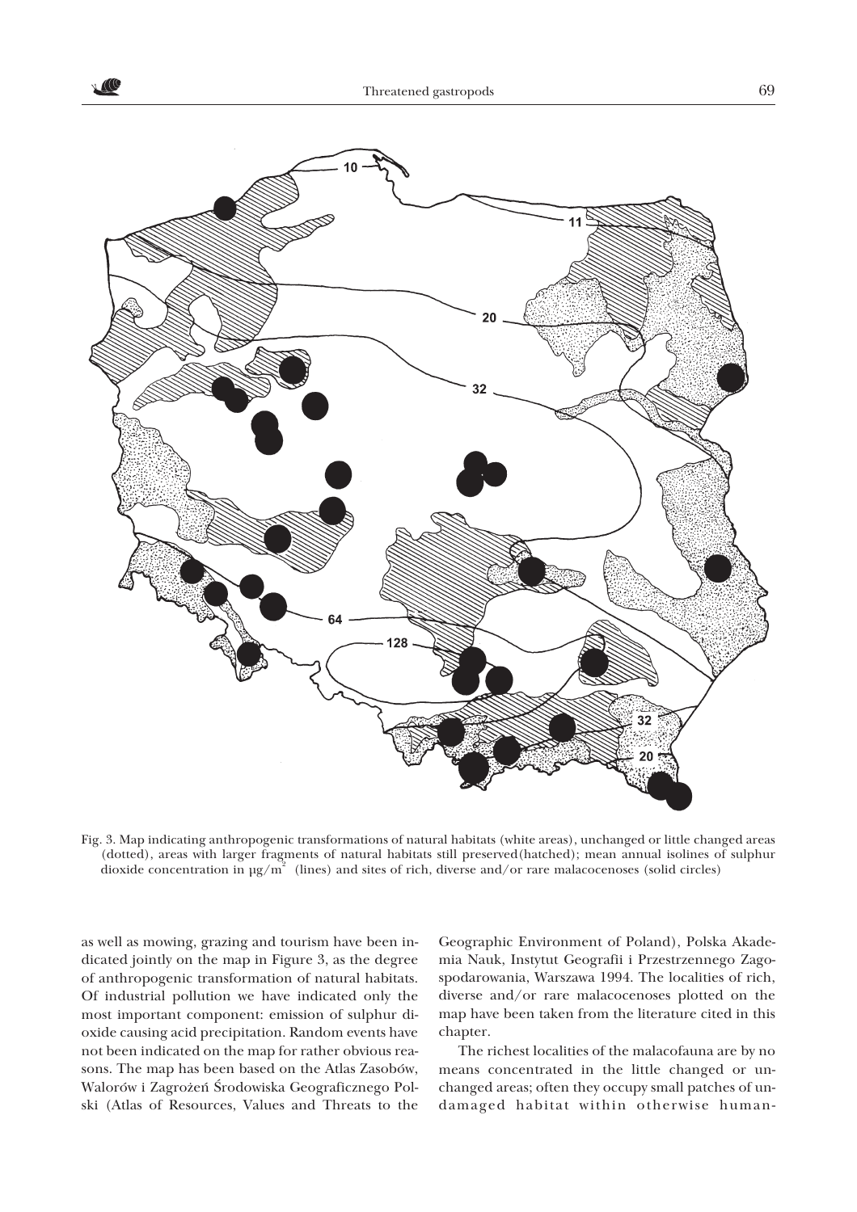Fig. 3. Map indicating anthropogenic transformations of natural habitats (white areas), unchanged or little changed areas (dotted), areas with larger fragments of natural habitats still preserved(hatched); mean annual isolines of sulphur dioxide concentration in $\mu g/m^2$ (lines) and sites of rich, diverse and/or rare malacocenoses (solid circles)

as well as mowing, grazing and tourism have been indicated jointly on the map in Figure 3, as the degree of anthropogenic transformation of natural habitats. Of industrial pollution we have indicated only the most important component: emission of sulphur dioxide causing acid precipitation. Random events have not been indicated on the map for rather obvious reasons. The map has been based on the Atlas Zasobów, Walorów i Zagrożeń Środowiska Geograficznego Polski (Atlas of Resources, Values and Threats to the Geographic Environment of Poland), Polska Akademia Nauk, Instytut Geografii i Przestrzennego Zagospodarowania, Warszawa 1994. The localities of rich, diverse and/or rare malacocenoses plotted on the map have been taken from the literature cited in this chapter.

The richest localities of the malacofauna are by no means concentrated in the little changed or unchanged areas; often they occupy small patches of undamaged habitat within otherwise human-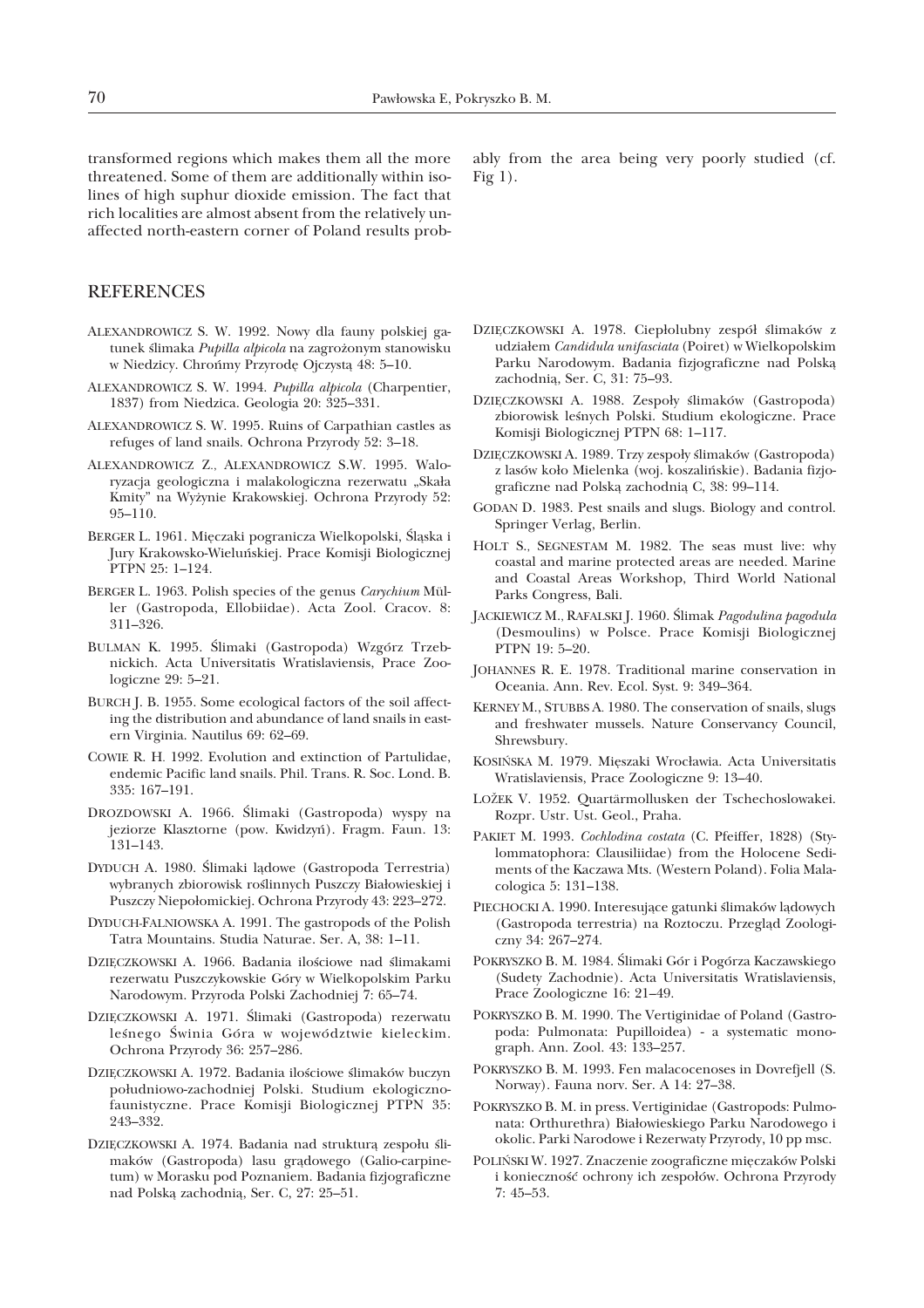transformed regions which makes them all the more threatened. Some of them are additionally within isolines of high suphur dioxide emission. The fact that rich localities are almost absent from the relatively unaffected north-eastern corner of Poland results probably from the area being very poorly studied (cf. Fig 1).

## REFERENCES

ALEXANDROWICZ S. W. 1992. Nowy dla fauny polskiej gatunek ślimaka *Pupilla alpicola* na zagrożonym stanowisku w Niedzicy. Chrońmy Przyrodę Ojczystą 48: 5–10.

ALEXANDROWICZ S. W. 1994. *Pupilla alpicola* (Charpentier, 1837) from Niedzica. Geologia 20: 325–331.

ALEXANDROWICZ S. W. 1995. Ruins of Carpathian castles as refuges of land snails. Ochrona Przyrody 52: 3–18.

ALEXANDROWICZ Z., ALEXANDROWICZ S.W. 1995. Waloryzacja geologiczna i malakologiczna rezerwatu „Skała Kmity" na Wyżynie Krakowskiej. Ochrona Przyrody 52: 95–110.

BERGER L. 1961. Mięczaki pogranicza Wielkopolski, Śląska i Jury Krakowsko-Wieluńskiej. Prace Komisji Biologicznej PTPN 25: 1–124.

BERGER L. 1963. Polish species of the genus *Carychium* Müller (Gastropoda, Ellobiidae). Acta Zool. Cracov. 8: 311–326.

BULMAN K. 1995. Ślimaki (Gastropoda) Wzgórz Trzebnickich. Acta Universitatis Wratislaviensis, Prace Zoologiczne 29: 5–21.

BURCH J. B. 1955. Some ecological factors of the soil affecting the distribution and abundance of land snails in eastern Virginia. Nautilus 69: 62–69.

COWIE R. H. 1992. Evolution and extinction of Partulidae, endemic Pacific land snails. Phil. Trans. R. Soc. Lond. B. 335: 167–191.

DROZDOWSKI A. 1966. Ślimaki (Gastropoda) wyspy na jeziorze Klasztorne (pow. Kwidzyń). Fragm. Faun. 13: 131–143.

DYDUCH A. 1980. Ślimaki lądowe (Gastropoda Terrestria) wybranych zbiorowisk roślinnych Puszczy Białowieskiej i Puszczy Niepołomickiej. Ochrona Przyrody 43: 223–272.

DYDUCH-FALNIOWSKA A. 1991. The gastropods of the Polish Tatra Mountains. Studia Naturae. Ser. A, 38: 1–11.

DZIĘCZKOWSKI A. 1966. Badania ilościowe nad ślimakami rezerwatu Puszczykowskie Góry w Wielkopolskim Parku Narodowym. Przyroda Polski Zachodniej 7: 65–74.

DZIĘCZKOWSKI A. 1971. Ślimaki (Gastropoda) rezerwatu leśnego Świnia Góra w województwie kieleckim. Ochrona Przyrody 36: 257–286.

DZIĘCZKOWSKI A. 1972. Badania ilościowe ślimaków buczyn południowo-zachodniej Polski. Studium ekologiczno-faunistyczne. Prace Komisji Biologicznej PTPN 35: 243–332.

DZIĘCZKOWSKI A. 1974. Badania nad strukturą zespołu ślimaków (Gastropoda) lasu grądowego (Galio-carpinetum) w Morasku pod Poznaniem. Badania fizjograficzne nad Polską zachodnią, Ser. C, 27: 25–51.

DZIĘCZKOWSKI A. 1978. Ciepłolubny zespół ślimaków z udziałem *Candidula unifasciata* (Poiret) w Wielkopolskim Parku Narodowym. Badania fizjograficzne nad Polską zachodnią, Ser. C, 31: 75–93.

DZIĘCZKOWSKI A. 1988. Zespoły ślimaków (Gastropoda) zbiorowisk leśnych Polski. Studium ekologiczne. Prace Komisji Biologicznej PTPN 68: 1–117.

DZIĘCZKOWSKI A. 1989. Trzy zespoły ślimaków (Gastropoda) z lasów koło Mielenka (woj. koszalińskie). Badania fizjograficzne nad Polską zachodnią C, 38: 99–114.

GODAN D. 1983. Pest snails and slugs. Biology and control. Springer Verlag, Berlin.

HOLT S., SEGNESTAM M. 1982. The seas must live: why coastal and marine protected areas are needed. Marine and Coastal Areas Workshop, Third World National Parks Congress, Bali.

JACKIEWICZ M., RAFALSKI J. 1960. Ślimak *Pagodulina pagodula* (Desmoulins) w Polsce. Prace Komisji Biologicznej PTPN 19: 5–20.

JOHANNES R. E. 1978. Traditional marine conservation in Oceania. Ann. Rev. Ecol. Syst. 9: 349–364.

KERNEY M., STUBBS A. 1980. The conservation of snails, slugs and freshwater mussels. Nature Conservancy Council, Shrewsbury.

KOSIŃSKA M. 1979. Mięszaki Wrocławia. Acta Universitatis Wratislaviensis, Prace Zoologiczne 9: 13–40.

LOŽEK V. 1952. Quartärmollusken der Tschechoslowakei. Rozpr. Ustr. Ust. Geol., Praha.

PAKIET M. 1993. *Cochlodina costata* (C. Pfeiffer, 1828) (Stylommatophora: Clausiliidae) from the Holocene Sediments of the Kaczawa Mts. (Western Poland). Folia Malacologica 5: 131–138.

PIECHOCKI A. 1990. Interesujące gatunki ślimaków lądowych (Gastropoda terrestria) na Roztoczu. Przegląd Zoologiczny 34: 267–274.

POKRYSZKO B. M. 1984. Ślimaki Gór i Pogórza Kaczawskiego (Sudety Zachodnie). Acta Universitatis Wratislaviensis, Prace Zoologiczne 16: 21–49.

POKRYSZKO B. M. 1990. The Vertiginidae of Poland (Gastropoda: Pulmonata: Pupilloidea) - a systematic monograph. Ann. Zool. 43: 133–257.

POKRYSZKO B. M. 1993. Fen malacocenoses in Dovrefjell (S. Norway). Fauna norv. Ser. A 14: 27–38.

POKRYSZKO B. M. in press. Vertiginidae (Gastropods: Pulmonata: Orthurethra) Białowieskiego Parku Narodowego i okolic. Parki Narodowe i Rezerwaty Przyrody, 10 pp msc.

POLIŃSKI W. 1927. Znaczenie zoograficzne mięczaków Polski i konieczność ochrony ich zespołów. Ochrona Przyrody 7: 45–53.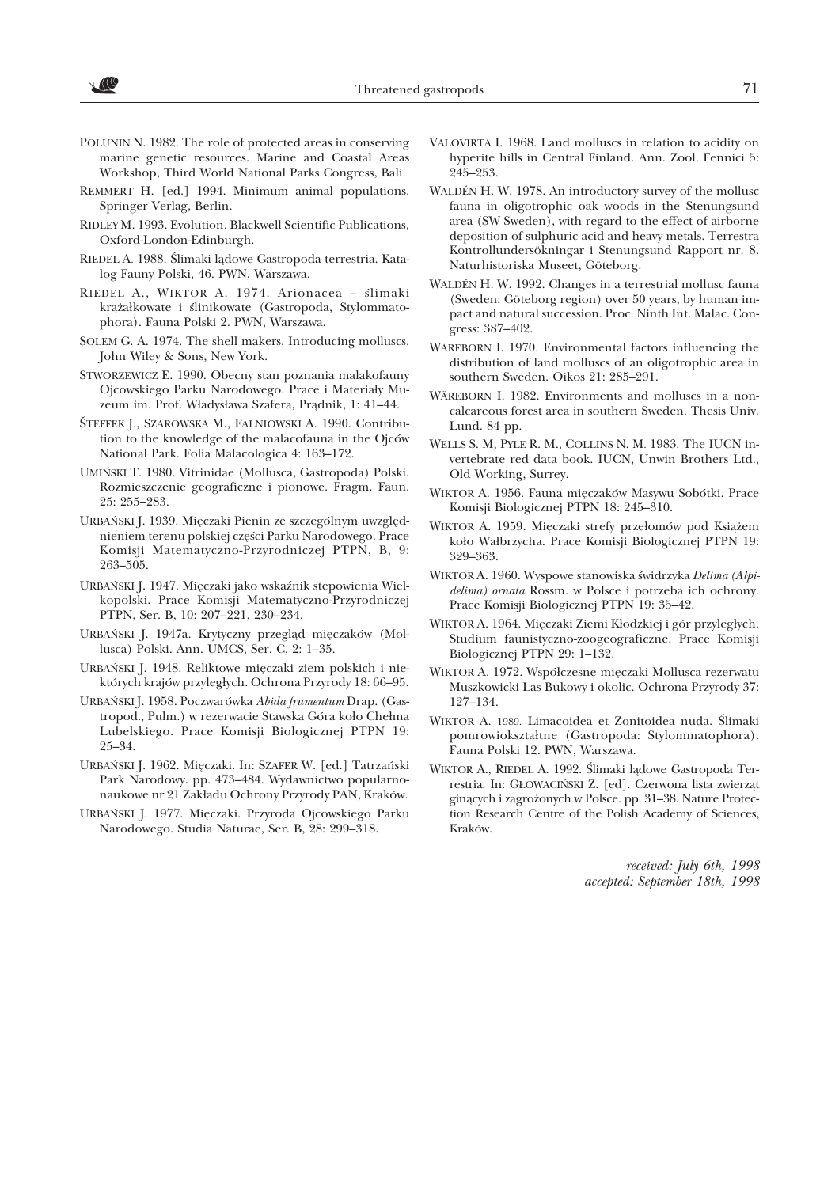POLUNIN N. 1982. The role of protected areas in conserving marine genetic resources. Marine and Coastal Areas Workshop, Third World National Parks Congress, Bali.

REMMERT H. [ed.] 1994. Minimum animal populations. Springer Verlag, Berlin.

RIDLEY M. 1993. Evolution. Blackwell Scientific Publications, Oxford-London-Edinburgh.

RIEDEL A. 1988. Ślimaki lądowe Gastropoda terrestria. Katalog Fauny Polski, 46. PWN, Warszawa.

RIEDEL A., WIKTOR A. 1974. Arionacea – ślimaki krążałkowate i ślinikowate (Gastropoda, Stylommatophora). Fauna Polski 2. PWN, Warszawa.

SOLEM G. A. 1974. The shell makers. Introducing molluscs. John Wiley & Sons, New York.

STWORZEWICZ E. 1990. Obecny stan poznania malakofauny Ojcowskiego Parku Narodowego. Prace i Materiały Muzeum im. Prof. Władysława Szafera, Prądnik, 1: 41–44.

ŠTEFFEK J., SZAROWSKA M., FALNIOWSKI A. 1990. Contribution to the knowledge of the malacofauna in the Ojców National Park. Folia Malacologica 4: 163–172.

UMIŃSKI T. 1980. Vitrinidae (Mollusca, Gastropoda) Polski. Rozmieszczenie geograficzne i pionowe. Fragm. Faun. 25: 255–283.

URBAŃSKI J. 1939. Mięczaki Pienin ze szczególnym uwzględnieniem terenu polskiej części Parku Narodowego. Prace Komisji Matematyczno-Przyrodniczej PTPN, B, 9: 263–505.

URBAŃSKI J. 1947. Mięczaki jako wskaźnik stepowienia Wielkopolski. Prace Komisji Matematyczno-Przyrodniczej PTPN, Ser. B, 10: 207–221, 230–234.

URBAŃSKI J. 1947a. Krytyczny przegląd mięczaków (Mollusca) Polski. Ann. UMCS, Ser. C, 2: 1–35.

URBAŃSKI J. 1948. Reliktowe mięczaki ziem polskich i niektórych krajów przyległych. Ochrona Przyrody 18: 66–95.

URBAŃSKI J. 1958. Poczwarówka *Abida frumentum* Drap. (Gastropod., Pulm.) w rezerwacie Stawska Góra koło Chełma Lubelskiego. Prace Komisji Biologicznej PTPN 19: 25–34.

URBAŃSKI J. 1962. Mięczaki. In: SZAFER W. [ed.] Tatrzański Park Narodowy. pp. 473–484. Wydawnictwo popularnonaukowe nr 21 Zakładu Ochrony Przyrody PAN, Kraków.

URBAŃSKI J. 1977. Mięczaki. Przyroda Ojcowskiego Parku Narodowego. Studia Naturae, Ser. B, 28: 299–318.

VALOVIRTA I. 1968. Land molluscs in relation to acidity on hyperite hills in Central Finland. Ann. Zool. Fennici 5: 245–253.

WALDÉN H. W. 1978. An introductory survey of the mollusc fauna in oligotrophic oak woods in the Stenungsund area (SW Sweden), with regard to the effect of airborne deposition of sulphuric acid and heavy metals. Terrestra Kontrollundersökningar i Stenungsund Rapport nr. 8. Naturhistoriska Museet, Göteborg.

WALDÉN H. W. 1992. Changes in a terrestrial mollusc fauna (Sweden: Göteborg region) over 50 years, by human impact and natural succession. Proc. Ninth Int. Malac. Congress: 387–402.

WÄREBORN I. 1970. Environmental factors influencing the distribution of land molluscs of an oligotrophic area in southern Sweden. Oikos 21: 285–291.

WÄREBORN I. 1982. Environments and molluscs in a noncalcareous forest area in southern Sweden. Thesis Univ. Lund. 84 pp.

WELLS S. M, PYLE R. M., COLLINS N. M. 1983. The IUCN invertebrate red data book. IUCN, Unwin Brothers Ltd., Old Working, Surrey.

WIKTOR A. 1956. Fauna mięczaków Masywu Sobótki. Prace Komisji Biologicznej PTPN 18: 245–310.

WIKTOR A. 1959. Mięczaki strefy przełomów pod Książem koło Wałbrzycha. Prace Komisji Biologicznej PTPN 19: 329–363.

WIKTOR A. 1960. Wyspowe stanowiska świdrzyka *Delima (Alpidelima) ornata* Rossm. w Polsce i potrzeba ich ochrony. Prace Komisji Biologicznej PTPN 19: 35–42.

WIKTOR A. 1964. Mięczaki Ziemi Kłodzkiej i gór przyległych. Studium faunistyczno-zoogeograficzne. Prace Komisji Biologicznej PTPN 29: 1–132.

WIKTOR A. 1972. Współczesne mięczaki Mollusca rezerwatu Muszkowicki Las Bukowy i okolic. Ochrona Przyrody 37: 127–134.

WIKTOR A. 1989. Limacoidea et Zonitoidea nuda. Ślimaki pomrowiokształtne (Gastropoda: Stylommatophora). Fauna Polski 12. PWN, Warszawa.

WIKTOR A., RIEDEL A. 1992. Ślimaki lądowe Gastropoda Terrestria. In: GŁOWACIŃSKI Z. [ed]. Czerwona lista zwierząt ginących i zagrożonych w Polsce. pp. 31–38. Nature Protection Research Centre of the Polish Academy of Sciences, Kraków.

*received: July 6th, 1998*
*accepted: September 18th, 1998*